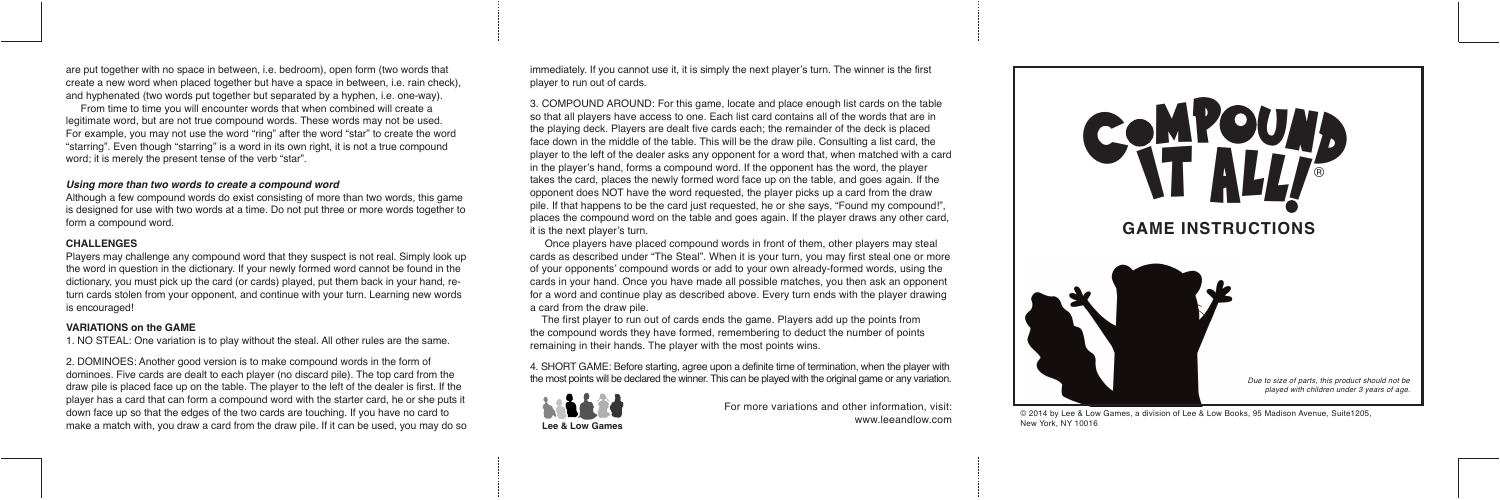are put together with no space in between, i.e. bedroom), open form (two words that create a new word when placed together but have a space in between, i.e. rain check), and hyphenated (two words put together but separated by a hyphen, i.e. one-way).

From time to time you will encounter words that when combined will create a legitimate word, but are not true compound words. These words may not be used. For example, you may not use the word "ring" after the word "star" to create the word "starring". Even though "starring" is a word in its own right, it is not a true compound word; it is merely the present tense of the verb "star".

#### *Using more than two words to create a compound word*

Although a few compound words do exist consisting of more than two words, this game is designed for use with two words at a time. Do not put three or more words together to form a compound word.

#### CHALLENGES

Players may challenge any compound word that they suspect is not real. Simply look up the word in question in the dictionary. If your newly formed word cannot be found in the dictionary, you must pick up the card (or cards) played, put them back in your hand, return cards stolen from your opponent, and continue with your turn. Learning new words is encouraged!

#### VARIATIONS on the GAME

1. NO STEAL: One variation is to play without the steal. All other rules are the same.

2. DOMINOES: Another good version is to make compound words in the form of dominoes. Five cards are dealt to each player (no discard pile). The top card from the draw pile is placed face up on the table. The player to the left of the dealer is first. If the player has a card that can form a compound word with the starter card, he or she puts it down face up so that the edges of the two cards are touching. If you have no card to make a match with, you draw a card from the draw pile. If it can be used, you may do so immediately. If you cannot use it, it is simply the next player's turn. The winner is the first player to run out of cards.

3. COMPOUND AROUND: For this game, locate and place enough list cards on the table so that all players have access to one. Each list card contains all of the words that are in the playing deck. Players are dealt five cards each; the remainder of the deck is placed face down in the middle of the table. This will be the draw pile. Consulting a list card, the player to the left of the dealer asks any opponent for a word that, when matched with a card in the player's hand, forms a compound word. If the opponent has the word, the player takes the card, places the newly formed word face up on the table, and goes again. If the opponent does NOT have the word requested, the player picks up a card from the draw pile. If that happens to be the card just requested, he or she says, "Found my compound!", places the compound word on the table and goes again. If the player draws any other card, it is the next player's turn.

Once players have placed compound words in front of them, other players may steal cards as described under "The Steal". When it is your turn, you may first steal one or more of your opponents' compound words or add to your own already-formed words, using the cards in your hand. Once you have made all possible matches, you then ask an opponent for a word and continue play as described above. Every turn ends with the player drawing a card from the draw pile.

The first player to run out of cards ends the game. Players add up the points from the compound words they have formed, remembering to deduct the number of points remaining in their hands. The player with the most points wins.

4. SHORT GAME: Before starting, agree upon a definite time of termination, when the player with the most points will be declared the winner. This can be played with the original game or any variation.

Lee & Low Games

For more variations and other information, visit: www.leeandlow.com

# COMPOUND IT ALL!®

## GAME INSTRUCTIONS

*Due to size of parts, this product should not be played with children under 3 years of age.*

© 2014 by Lee & Low Games, a division of Lee & Low Books, 95 Madison Avenue, Suite1205, New York, NY 10016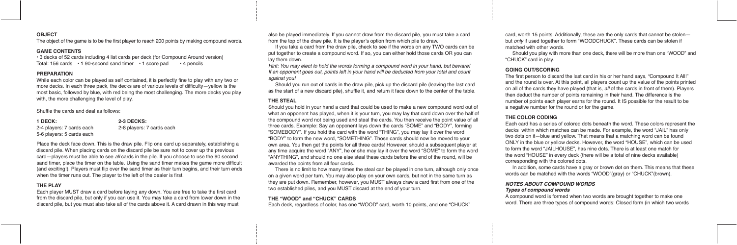#### OBJECT

The object of the game is to be the first player to reach 200 points by making compound words.

#### GAME CONTENTS

• 3 decks of 52 cards including 4 list cards per deck (for Compound Around version)
Total: 156 cards • 1 90-second sand timer • 1 score pad • 4 pencils

#### PREPARATION

While each color can be played as self contained, it is perfectly fine to play with any two or more decks. In each three pack, the decks are of various levels of difficulty—yellow is the most basic, followed by blue, with red being the most challenging. The more decks you play with, the more challenging the level of play.

Shuffle the cards and deal as follows:

| 1 DECK: | 2-3 DECKS: |
|---|---|
| 2-4 players: 7 cards each | 2-8 players: 7 cards each |
| 5-6 players: 5 cards each | |

Place the deck face down. This is the draw pile. Flip one card up separately, establishing a discard pile. When placing cards on the discard pile be sure not to cover up the previous card—players must be able to see *all* cards in the pile. If you choose to use the 90 second sand timer, place the timer on the table. Using the sand timer makes the game more difficult (and exciting!). Players must flip over the sand timer as their turn begins, and their turn ends when the timer runs out. The player to the left of the dealer is first.

#### THE PLAY

Each player MUST draw a card before laying any down. You are free to take the first card from the discard pile, but only if you can use it. You may take a card from lower down in the discard pile, but you must also take all of the cards above it. A card drawn in this way must also be played immediately. If you cannot draw from the discard pile, you must take a card from the top of the draw pile. It is the player's option from which pile to draw.

If you take a card from the draw pile, check to see if the words on any TWO cards can be put together to create a compound word. If so, you can either hold those cards OR you can lay them down.

*Hint: You may elect to hold the words forming a compound word in your hand, but beware! If an opponent goes out, points left in your hand will be deducted from your total and count against you!*

Should you run out of cards in the draw pile, pick up the discard pile (leaving the last card as the start of a new discard pile), shuffle it, and return it face down to the center of the table.

#### THE STEAL

Should you hold in your hand a card that could be used to make a new compound word out of what an opponent has played, when it is your turn, you may lay that card down over the half of the compound word not being used and steal the cards. You then receive the point value of all three cards. Example: Say an opponent lays down the cards "SOME" and "BODY", forming "SOMEBODY". If you hold the card with the word "THING", you may lay it over the word "BODY" to form the new word, "SOMETHING". Those cards should now be moved to your own area. You then get the points for all three cards! However, should a subsequent player at any time acquire the word "ANY", he or she may lay it over the word "SOME" to form the word "ANYTHING", and should no one else steal these cards before the end of the round, will be awarded the points from all four cards.

There is no limit to how many times the steal can be played in one turn, although only once on a given word per turn. You may also play on your own cards, but not in the same turn as they are put down. Remember, however, you MUST always draw a card first from one of the two established piles, and you MUST discard at the end of your turn.

#### THE "WOOD" and "CHUCK" CARDS

Each deck, regardless of color, has one "WOOD" card, worth 10 points, and one "CHUCK" card, worth 15 points. Additionally, these are the only cards that cannot be stolen—but *only* if used together to form "WOODCHUCK". These cards can be stolen if matched with other words.

Should you play with more than one deck, there will be more than one "WOOD" and "CHUCK" card in play.

#### GOING OUT/SCORING

The first person to discard the last card in his or her hand says, "Compound It All!" and the round is over. At this point, all players count up the value of the points printed on all of the cards they have played (that is, *all* of the cards in front of them). Players then deduct the number of points remaining in their hand. The difference is the number of points each player earns for the round. It IS possible for the result to be a negative number for the round or for the game.

#### THE COLOR CODING

Each card has a series of colored dots beneath the word. These colors represent the decks within which matches can be made. For example, the word "JAIL" has only two dots on it—blue and yellow. That means that a matching word can be found ONLY in the blue or yellow decks. However, the word "HOUSE", which can be used to form the word "JAILHOUSE", has nine dots. There is at least one match for the word "HOUSE" in every deck (there will be a total of nine decks available) corresponding with the colored dots.

In addition, some cards have a gray or brown dot on them. This means that these words can be matched with the words "WOOD"(gray) or "CHUCK"(brown).

#### *NOTES ABOUT COMPOUND WORDS*

##### *Types of compound words*

A compound word is formed when two words are brought together to make one word. There are three types of compound words: Closed form (in which two words